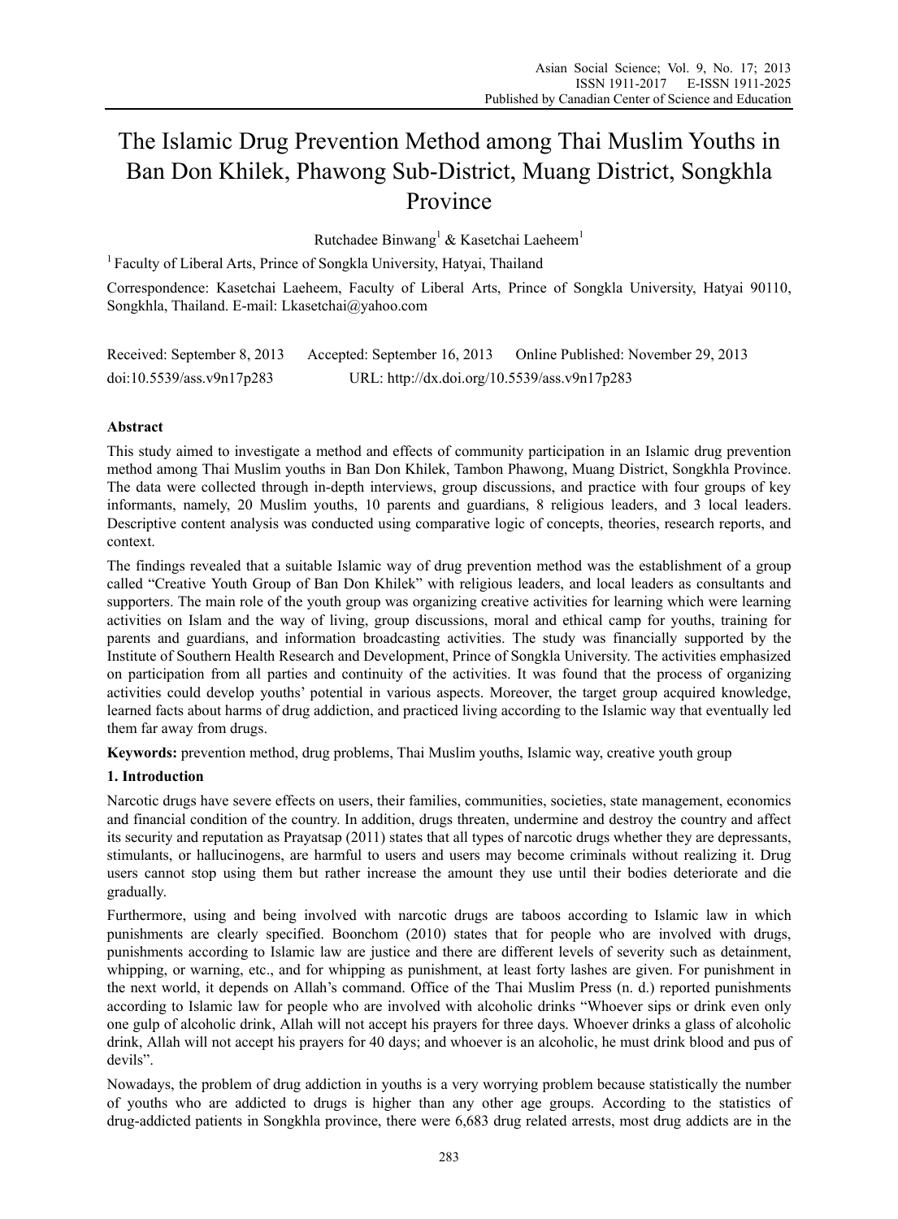# The Islamic Drug Prevention Method among Thai Muslim Youths in Ban Don Khilek, Phawong Sub-District, Muang District, Songkhla Province

Rutchadee Binwang[1] & Kasetchai Laeheem[1]

[1] Faculty of Liberal Arts, Prince of Songkla University, Hatyai, Thailand

Correspondence: Kasetchai Laeheem, Faculty of Liberal Arts, Prince of Songkla University, Hatyai 90110, Songkhla, Thailand. E-mail: Lkasetchai@yahoo.com

Received: September 8, 2013 Accepted: September 16, 2013 Online Published: November 29, 2013

doi:10.5539/ass.v9n17p283 URL: http://dx.doi.org/10.5539/ass.v9n17p283

**Abstract**

This study aimed to investigate a method and effects of community participation in an Islamic drug prevention method among Thai Muslim youths in Ban Don Khilek, Tambon Phawong, Muang District, Songkhla Province. The data were collected through in-depth interviews, group discussions, and practice with four groups of key informants, namely, 20 Muslim youths, 10 parents and guardians, 8 religious leaders, and 3 local leaders. Descriptive content analysis was conducted using comparative logic of concepts, theories, research reports, and context.

The findings revealed that a suitable Islamic way of drug prevention method was the establishment of a group called "Creative Youth Group of Ban Don Khilek" with religious leaders, and local leaders as consultants and supporters. The main role of the youth group was organizing creative activities for learning which were learning activities on Islam and the way of living, group discussions, moral and ethical camp for youths, training for parents and guardians, and information broadcasting activities. The study was financially supported by the Institute of Southern Health Research and Development, Prince of Songkla University. The activities emphasized on participation from all parties and continuity of the activities. It was found that the process of organizing activities could develop youths' potential in various aspects. Moreover, the target group acquired knowledge, learned facts about harms of drug addiction, and practiced living according to the Islamic way that eventually led them far away from drugs.

**Keywords:** prevention method, drug problems, Thai Muslim youths, Islamic way, creative youth group

## 1. Introduction

Narcotic drugs have severe effects on users, their families, communities, societies, state management, economics and financial condition of the country. In addition, drugs threaten, undermine and destroy the country and affect its security and reputation as Prayatsap (2011) states that all types of narcotic drugs whether they are depressants, stimulants, or hallucinogens, are harmful to users and users may become criminals without realizing it. Drug users cannot stop using them but rather increase the amount they use until their bodies deteriorate and die gradually.

Furthermore, using and being involved with narcotic drugs are taboos according to Islamic law in which punishments are clearly specified. Boonchom (2010) states that for people who are involved with drugs, punishments according to Islamic law are justice and there are different levels of severity such as detainment, whipping, or warning, etc., and for whipping as punishment, at least forty lashes are given. For punishment in the next world, it depends on Allah's command. Office of the Thai Muslim Press (n. d.) reported punishments according to Islamic law for people who are involved with alcoholic drinks "Whoever sips or drink even only one gulp of alcoholic drink, Allah will not accept his prayers for three days. Whoever drinks a glass of alcoholic drink, Allah will not accept his prayers for 40 days; and whoever is an alcoholic, he must drink blood and pus of devils".

Nowadays, the problem of drug addiction in youths is a very worrying problem because statistically the number of youths who are addicted to drugs is higher than any other age groups. According to the statistics of drug-addicted patients in Songkhla province, there were 6,683 drug related arrests, most drug addicts are in the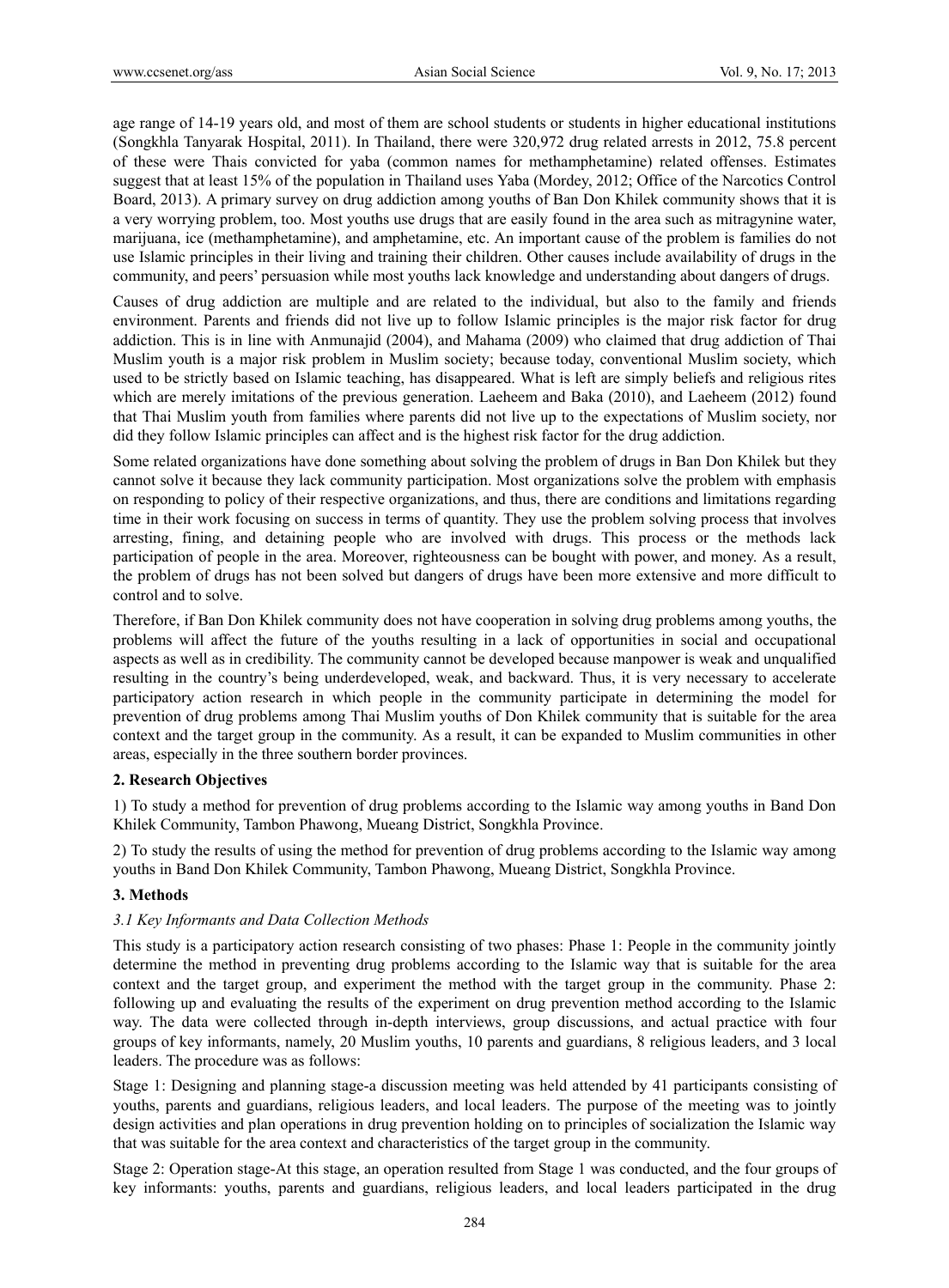age range of 14-19 years old, and most of them are school students or students in higher educational institutions (Songkhla Tanyarak Hospital, 2011). In Thailand, there were 320,972 drug related arrests in 2012, 75.8 percent of these were Thais convicted for yaba (common names for methamphetamine) related offenses. Estimates suggest that at least 15% of the population in Thailand uses Yaba (Mordey, 2012; Office of the Narcotics Control Board, 2013). A primary survey on drug addiction among youths of Ban Don Khilek community shows that it is a very worrying problem, too. Most youths use drugs that are easily found in the area such as mitragynine water, marijuana, ice (methamphetamine), and amphetamine, etc. An important cause of the problem is families do not use Islamic principles in their living and training their children. Other causes include availability of drugs in the community, and peers' persuasion while most youths lack knowledge and understanding about dangers of drugs.

Causes of drug addiction are multiple and are related to the individual, but also to the family and friends environment. Parents and friends did not live up to follow Islamic principles is the major risk factor for drug addiction. This is in line with Anmunajid (2004), and Mahama (2009) who claimed that drug addiction of Thai Muslim youth is a major risk problem in Muslim society; because today, conventional Muslim society, which used to be strictly based on Islamic teaching, has disappeared. What is left are simply beliefs and religious rites which are merely imitations of the previous generation. Laeheem and Baka (2010), and Laeheem (2012) found that Thai Muslim youth from families where parents did not live up to the expectations of Muslim society, nor did they follow Islamic principles can affect and is the highest risk factor for the drug addiction.

Some related organizations have done something about solving the problem of drugs in Ban Don Khilek but they cannot solve it because they lack community participation. Most organizations solve the problem with emphasis on responding to policy of their respective organizations, and thus, there are conditions and limitations regarding time in their work focusing on success in terms of quantity. They use the problem solving process that involves arresting, fining, and detaining people who are involved with drugs. This process or the methods lack participation of people in the area. Moreover, righteousness can be bought with power, and money. As a result, the problem of drugs has not been solved but dangers of drugs have been more extensive and more difficult to control and to solve.

Therefore, if Ban Don Khilek community does not have cooperation in solving drug problems among youths, the problems will affect the future of the youths resulting in a lack of opportunities in social and occupational aspects as well as in credibility. The community cannot be developed because manpower is weak and unqualified resulting in the country's being underdeveloped, weak, and backward. Thus, it is very necessary to accelerate participatory action research in which people in the community participate in determining the model for prevention of drug problems among Thai Muslim youths of Don Khilek community that is suitable for the area context and the target group in the community. As a result, it can be expanded to Muslim communities in other areas, especially in the three southern border provinces.

## 2. Research Objectives

1) To study a method for prevention of drug problems according to the Islamic way among youths in Band Don Khilek Community, Tambon Phawong, Mueang District, Songkhla Province.

2) To study the results of using the method for prevention of drug problems according to the Islamic way among youths in Band Don Khilek Community, Tambon Phawong, Mueang District, Songkhla Province.

## 3. Methods

### *3.1 Key Informants and Data Collection Methods*

This study is a participatory action research consisting of two phases: Phase 1: People in the community jointly determine the method in preventing drug problems according to the Islamic way that is suitable for the area context and the target group, and experiment the method with the target group in the community. Phase 2: following up and evaluating the results of the experiment on drug prevention method according to the Islamic way. The data were collected through in-depth interviews, group discussions, and actual practice with four groups of key informants, namely, 20 Muslim youths, 10 parents and guardians, 8 religious leaders, and 3 local leaders. The procedure was as follows:

Stage 1: Designing and planning stage-a discussion meeting was held attended by 41 participants consisting of youths, parents and guardians, religious leaders, and local leaders. The purpose of the meeting was to jointly design activities and plan operations in drug prevention holding on to principles of socialization the Islamic way that was suitable for the area context and characteristics of the target group in the community.

Stage 2: Operation stage-At this stage, an operation resulted from Stage 1 was conducted, and the four groups of key informants: youths, parents and guardians, religious leaders, and local leaders participated in the drug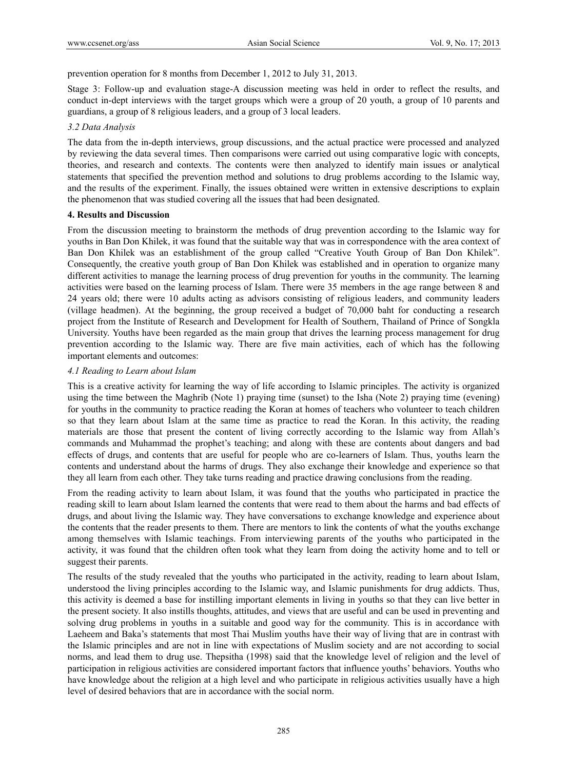prevention operation for 8 months from December 1, 2012 to July 31, 2013.

Stage 3: Follow-up and evaluation stage-A discussion meeting was held in order to reflect the results, and conduct in-dept interviews with the target groups which were a group of 20 youth, a group of 10 parents and guardians, a group of 8 religious leaders, and a group of 3 local leaders.

### *3.2 Data Analysis*

The data from the in-depth interviews, group discussions, and the actual practice were processed and analyzed by reviewing the data several times. Then comparisons were carried out using comparative logic with concepts, theories, and research and contexts. The contents were then analyzed to identify main issues or analytical statements that specified the prevention method and solutions to drug problems according to the Islamic way, and the results of the experiment. Finally, the issues obtained were written in extensive descriptions to explain the phenomenon that was studied covering all the issues that had been designated.

## **4. Results and Discussion**

From the discussion meeting to brainstorm the methods of drug prevention according to the Islamic way for youths in Ban Don Khilek, it was found that the suitable way that was in correspondence with the area context of Ban Don Khilek was an establishment of the group called "Creative Youth Group of Ban Don Khilek". Consequently, the creative youth group of Ban Don Khilek was established and in operation to organize many different activities to manage the learning process of drug prevention for youths in the community. The learning activities were based on the learning process of Islam. There were 35 members in the age range between 8 and 24 years old; there were 10 adults acting as advisors consisting of religious leaders, and community leaders (village headmen). At the beginning, the group received a budget of 70,000 baht for conducting a research project from the Institute of Research and Development for Health of Southern, Thailand of Prince of Songkla University. Youths have been regarded as the main group that drives the learning process management for drug prevention according to the Islamic way. There are five main activities, each of which has the following important elements and outcomes:

### *4.1 Reading to Learn about Islam*

This is a creative activity for learning the way of life according to Islamic principles. The activity is organized using the time between the Maghrib (Note 1) praying time (sunset) to the Isha (Note 2) praying time (evening) for youths in the community to practice reading the Koran at homes of teachers who volunteer to teach children so that they learn about Islam at the same time as practice to read the Koran. In this activity, the reading materials are those that present the content of living correctly according to the Islamic way from Allah's commands and Muhammad the prophet's teaching; and along with these are contents about dangers and bad effects of drugs, and contents that are useful for people who are co-learners of Islam. Thus, youths learn the contents and understand about the harms of drugs. They also exchange their knowledge and experience so that they all learn from each other. They take turns reading and practice drawing conclusions from the reading.

From the reading activity to learn about Islam, it was found that the youths who participated in practice the reading skill to learn about Islam learned the contents that were read to them about the harms and bad effects of drugs, and about living the Islamic way. They have conversations to exchange knowledge and experience about the contents that the reader presents to them. There are mentors to link the contents of what the youths exchange among themselves with Islamic teachings. From interviewing parents of the youths who participated in the activity, it was found that the children often took what they learn from doing the activity home and to tell or suggest their parents.

The results of the study revealed that the youths who participated in the activity, reading to learn about Islam, understood the living principles according to the Islamic way, and Islamic punishments for drug addicts. Thus, this activity is deemed a base for instilling important elements in living in youths so that they can live better in the present society. It also instills thoughts, attitudes, and views that are useful and can be used in preventing and solving drug problems in youths in a suitable and good way for the community. This is in accordance with Laeheem and Baka's statements that most Thai Muslim youths have their way of living that are in contrast with the Islamic principles and are not in line with expectations of Muslim society and are not according to social norms, and lead them to drug use. Thepsitha (1998) said that the knowledge level of religion and the level of participation in religious activities are considered important factors that influence youths' behaviors. Youths who have knowledge about the religion at a high level and who participate in religious activities usually have a high level of desired behaviors that are in accordance with the social norm.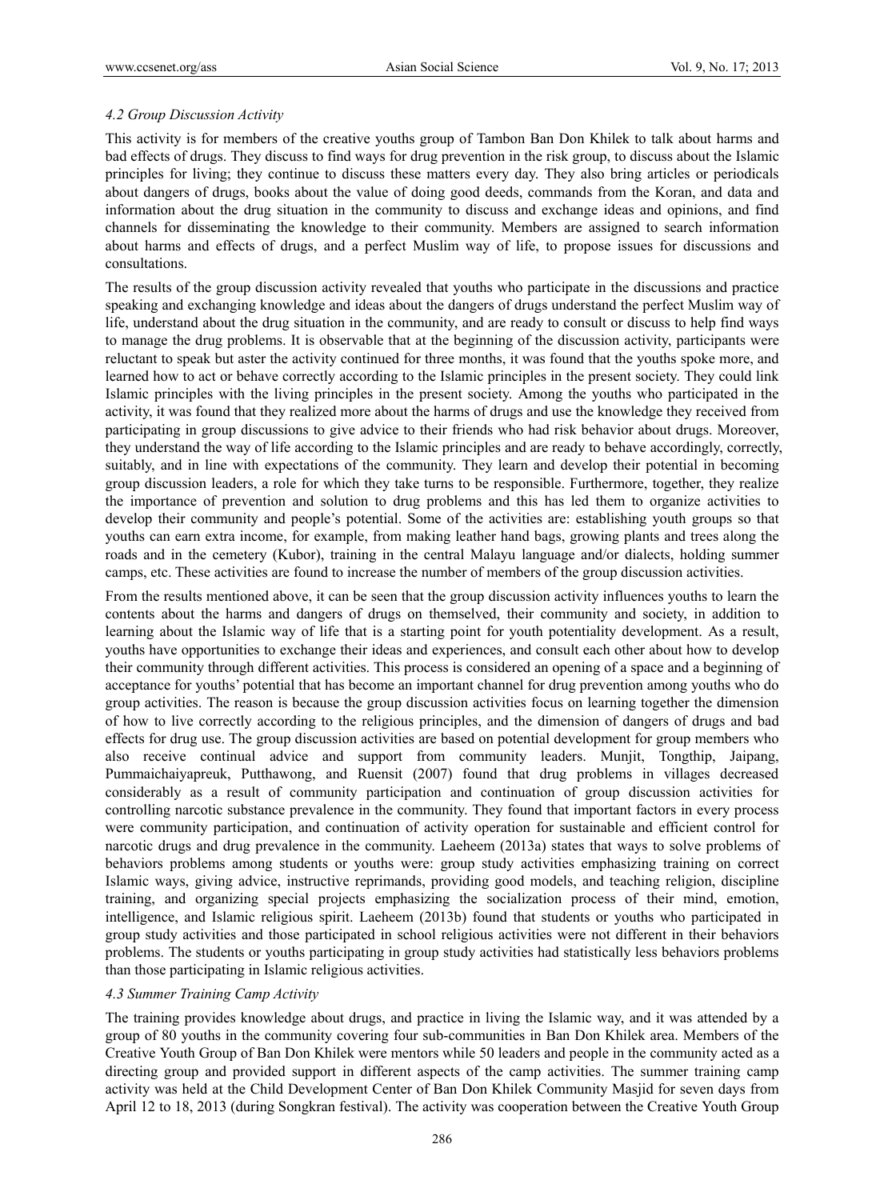*4.2 Group Discussion Activity*

This activity is for members of the creative youths group of Tambon Ban Don Khilek to talk about harms and bad effects of drugs. They discuss to find ways for drug prevention in the risk group, to discuss about the Islamic principles for living; they continue to discuss these matters every day. They also bring articles or periodicals about dangers of drugs, books about the value of doing good deeds, commands from the Koran, and data and information about the drug situation in the community to discuss and exchange ideas and opinions, and find channels for disseminating the knowledge to their community. Members are assigned to search information about harms and effects of drugs, and a perfect Muslim way of life, to propose issues for discussions and consultations.

The results of the group discussion activity revealed that youths who participate in the discussions and practice speaking and exchanging knowledge and ideas about the dangers of drugs understand the perfect Muslim way of life, understand about the drug situation in the community, and are ready to consult or discuss to help find ways to manage the drug problems. It is observable that at the beginning of the discussion activity, participants were reluctant to speak but aster the activity continued for three months, it was found that the youths spoke more, and learned how to act or behave correctly according to the Islamic principles in the present society. They could link Islamic principles with the living principles in the present society. Among the youths who participated in the activity, it was found that they realized more about the harms of drugs and use the knowledge they received from participating in group discussions to give advice to their friends who had risk behavior about drugs. Moreover, they understand the way of life according to the Islamic principles and are ready to behave accordingly, correctly, suitably, and in line with expectations of the community. They learn and develop their potential in becoming group discussion leaders, a role for which they take turns to be responsible. Furthermore, together, they realize the importance of prevention and solution to drug problems and this has led them to organize activities to develop their community and people's potential. Some of the activities are: establishing youth groups so that youths can earn extra income, for example, from making leather hand bags, growing plants and trees along the roads and in the cemetery (Kubor), training in the central Malayu language and/or dialects, holding summer camps, etc. These activities are found to increase the number of members of the group discussion activities.

From the results mentioned above, it can be seen that the group discussion activity influences youths to learn the contents about the harms and dangers of drugs on themselved, their community and society, in addition to learning about the Islamic way of life that is a starting point for youth potentiality development. As a result, youths have opportunities to exchange their ideas and experiences, and consult each other about how to develop their community through different activities. This process is considered an opening of a space and a beginning of acceptance for youths' potential that has become an important channel for drug prevention among youths who do group activities. The reason is because the group discussion activities focus on learning together the dimension of how to live correctly according to the religious principles, and the dimension of dangers of drugs and bad effects for drug use. The group discussion activities are based on potential development for group members who also receive continual advice and support from community leaders. Munjit, Tongthip, Jaipang, Pummaichaiyapreuk, Putthawong, and Ruensit (2007) found that drug problems in villages decreased considerably as a result of community participation and continuation of group discussion activities for controlling narcotic substance prevalence in the community. They found that important factors in every process were community participation, and continuation of activity operation for sustainable and efficient control for narcotic drugs and drug prevalence in the community. Laeheem (2013a) states that ways to solve problems of behaviors problems among students or youths were: group study activities emphasizing training on correct Islamic ways, giving advice, instructive reprimands, providing good models, and teaching religion, discipline training, and organizing special projects emphasizing the socialization process of their mind, emotion, intelligence, and Islamic religious spirit. Laeheem (2013b) found that students or youths who participated in group study activities and those participated in school religious activities were not different in their behaviors problems. The students or youths participating in group study activities had statistically less behaviors problems than those participating in Islamic religious activities.

*4.3 Summer Training Camp Activity*

The training provides knowledge about drugs, and practice in living the Islamic way, and it was attended by a group of 80 youths in the community covering four sub-communities in Ban Don Khilek area. Members of the Creative Youth Group of Ban Don Khilek were mentors while 50 leaders and people in the community acted as a directing group and provided support in different aspects of the camp activities. The summer training camp activity was held at the Child Development Center of Ban Don Khilek Community Masjid for seven days from April 12 to 18, 2013 (during Songkran festival). The activity was cooperation between the Creative Youth Group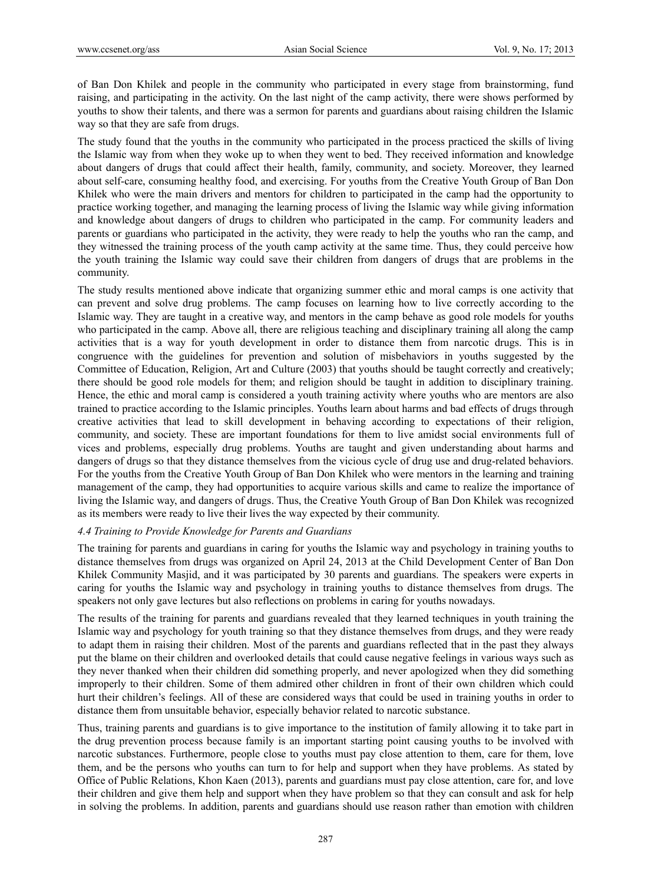of Ban Don Khilek and people in the community who participated in every stage from brainstorming, fund raising, and participating in the activity. On the last night of the camp activity, there were shows performed by youths to show their talents, and there was a sermon for parents and guardians about raising children the Islamic way so that they are safe from drugs.

The study found that the youths in the community who participated in the process practiced the skills of living the Islamic way from when they woke up to when they went to bed. They received information and knowledge about dangers of drugs that could affect their health, family, community, and society. Moreover, they learned about self-care, consuming healthy food, and exercising. For youths from the Creative Youth Group of Ban Don Khilek who were the main drivers and mentors for children to participated in the camp had the opportunity to practice working together, and managing the learning process of living the Islamic way while giving information and knowledge about dangers of drugs to children who participated in the camp. For community leaders and parents or guardians who participated in the activity, they were ready to help the youths who ran the camp, and they witnessed the training process of the youth camp activity at the same time. Thus, they could perceive how the youth training the Islamic way could save their children from dangers of drugs that are problems in the community.

The study results mentioned above indicate that organizing summer ethic and moral camps is one activity that can prevent and solve drug problems. The camp focuses on learning how to live correctly according to the Islamic way. They are taught in a creative way, and mentors in the camp behave as good role models for youths who participated in the camp. Above all, there are religious teaching and disciplinary training all along the camp activities that is a way for youth development in order to distance them from narcotic drugs. This is in congruence with the guidelines for prevention and solution of misbehaviors in youths suggested by the Committee of Education, Religion, Art and Culture (2003) that youths should be taught correctly and creatively; there should be good role models for them; and religion should be taught in addition to disciplinary training. Hence, the ethic and moral camp is considered a youth training activity where youths who are mentors are also trained to practice according to the Islamic principles. Youths learn about harms and bad effects of drugs through creative activities that lead to skill development in behaving according to expectations of their religion, community, and society. These are important foundations for them to live amidst social environments full of vices and problems, especially drug problems. Youths are taught and given understanding about harms and dangers of drugs so that they distance themselves from the vicious cycle of drug use and drug-related behaviors. For the youths from the Creative Youth Group of Ban Don Khilek who were mentors in the learning and training management of the camp, they had opportunities to acquire various skills and came to realize the importance of living the Islamic way, and dangers of drugs. Thus, the Creative Youth Group of Ban Don Khilek was recognized as its members were ready to live their lives the way expected by their community.

### *4.4 Training to Provide Knowledge for Parents and Guardians*

The training for parents and guardians in caring for youths the Islamic way and psychology in training youths to distance themselves from drugs was organized on April 24, 2013 at the Child Development Center of Ban Don Khilek Community Masjid, and it was participated by 30 parents and guardians. The speakers were experts in caring for youths the Islamic way and psychology in training youths to distance themselves from drugs. The speakers not only gave lectures but also reflections on problems in caring for youths nowadays.

The results of the training for parents and guardians revealed that they learned techniques in youth training the Islamic way and psychology for youth training so that they distance themselves from drugs, and they were ready to adapt them in raising their children. Most of the parents and guardians reflected that in the past they always put the blame on their children and overlooked details that could cause negative feelings in various ways such as they never thanked when their children did something properly, and never apologized when they did something improperly to their children. Some of them admired other children in front of their own children which could hurt their children's feelings. All of these are considered ways that could be used in training youths in order to distance them from unsuitable behavior, especially behavior related to narcotic substance.

Thus, training parents and guardians is to give importance to the institution of family allowing it to take part in the drug prevention process because family is an important starting point causing youths to be involved with narcotic substances. Furthermore, people close to youths must pay close attention to them, care for them, love them, and be the persons who youths can turn to for help and support when they have problems. As stated by Office of Public Relations, Khon Kaen (2013), parents and guardians must pay close attention, care for, and love their children and give them help and support when they have problem so that they can consult and ask for help in solving the problems. In addition, parents and guardians should use reason rather than emotion with children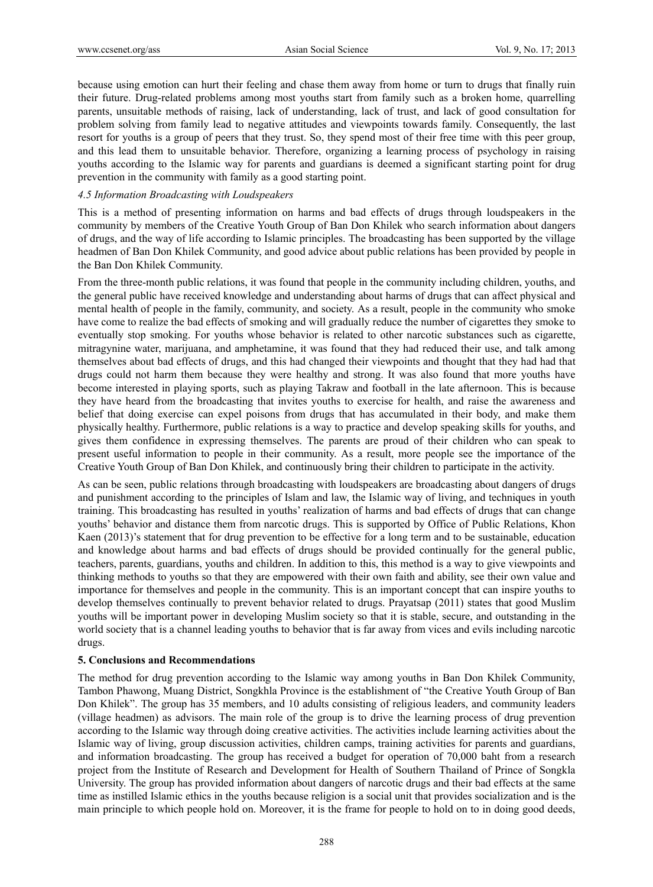because using emotion can hurt their feeling and chase them away from home or turn to drugs that finally ruin their future. Drug-related problems among most youths start from family such as a broken home, quarrelling parents, unsuitable methods of raising, lack of understanding, lack of trust, and lack of good consultation for problem solving from family lead to negative attitudes and viewpoints towards family. Consequently, the last resort for youths is a group of peers that they trust. So, they spend most of their free time with this peer group, and this lead them to unsuitable behavior. Therefore, organizing a learning process of psychology in raising youths according to the Islamic way for parents and guardians is deemed a significant starting point for drug prevention in the community with family as a good starting point.

### *4.5 Information Broadcasting with Loudspeakers*

This is a method of presenting information on harms and bad effects of drugs through loudspeakers in the community by members of the Creative Youth Group of Ban Don Khilek who search information about dangers of drugs, and the way of life according to Islamic principles. The broadcasting has been supported by the village headmen of Ban Don Khilek Community, and good advice about public relations has been provided by people in the Ban Don Khilek Community.

From the three-month public relations, it was found that people in the community including children, youths, and the general public have received knowledge and understanding about harms of drugs that can affect physical and mental health of people in the family, community, and society. As a result, people in the community who smoke have come to realize the bad effects of smoking and will gradually reduce the number of cigarettes they smoke to eventually stop smoking. For youths whose behavior is related to other narcotic substances such as cigarette, mitragynine water, marijuana, and amphetamine, it was found that they had reduced their use, and talk among themselves about bad effects of drugs, and this had changed their viewpoints and thought that they had had that drugs could not harm them because they were healthy and strong. It was also found that more youths have become interested in playing sports, such as playing Takraw and football in the late afternoon. This is because they have heard from the broadcasting that invites youths to exercise for health, and raise the awareness and belief that doing exercise can expel poisons from drugs that has accumulated in their body, and make them physically healthy. Furthermore, public relations is a way to practice and develop speaking skills for youths, and gives them confidence in expressing themselves. The parents are proud of their children who can speak to present useful information to people in their community. As a result, more people see the importance of the Creative Youth Group of Ban Don Khilek, and continuously bring their children to participate in the activity.

As can be seen, public relations through broadcasting with loudspeakers are broadcasting about dangers of drugs and punishment according to the principles of Islam and law, the Islamic way of living, and techniques in youth training. This broadcasting has resulted in youths' realization of harms and bad effects of drugs that can change youths' behavior and distance them from narcotic drugs. This is supported by Office of Public Relations, Khon Kaen (2013)'s statement that for drug prevention to be effective for a long term and to be sustainable, education and knowledge about harms and bad effects of drugs should be provided continually for the general public, teachers, parents, guardians, youths and children. In addition to this, this method is a way to give viewpoints and thinking methods to youths so that they are empowered with their own faith and ability, see their own value and importance for themselves and people in the community. This is an important concept that can inspire youths to develop themselves continually to prevent behavior related to drugs. Prayatsap (2011) states that good Muslim youths will be important power in developing Muslim society so that it is stable, secure, and outstanding in the world society that is a channel leading youths to behavior that is far away from vices and evils including narcotic drugs.

## 5. Conclusions and Recommendations

The method for drug prevention according to the Islamic way among youths in Ban Don Khilek Community, Tambon Phawong, Muang District, Songkhla Province is the establishment of "the Creative Youth Group of Ban Don Khilek". The group has 35 members, and 10 adults consisting of religious leaders, and community leaders (village headmen) as advisors. The main role of the group is to drive the learning process of drug prevention according to the Islamic way through doing creative activities. The activities include learning activities about the Islamic way of living, group discussion activities, children camps, training activities for parents and guardians, and information broadcasting. The group has received a budget for operation of 70,000 baht from a research project from the Institute of Research and Development for Health of Southern Thailand of Prince of Songkla University. The group has provided information about dangers of narcotic drugs and their bad effects at the same time as instilled Islamic ethics in the youths because religion is a social unit that provides socialization and is the main principle to which people hold on. Moreover, it is the frame for people to hold on to in doing good deeds,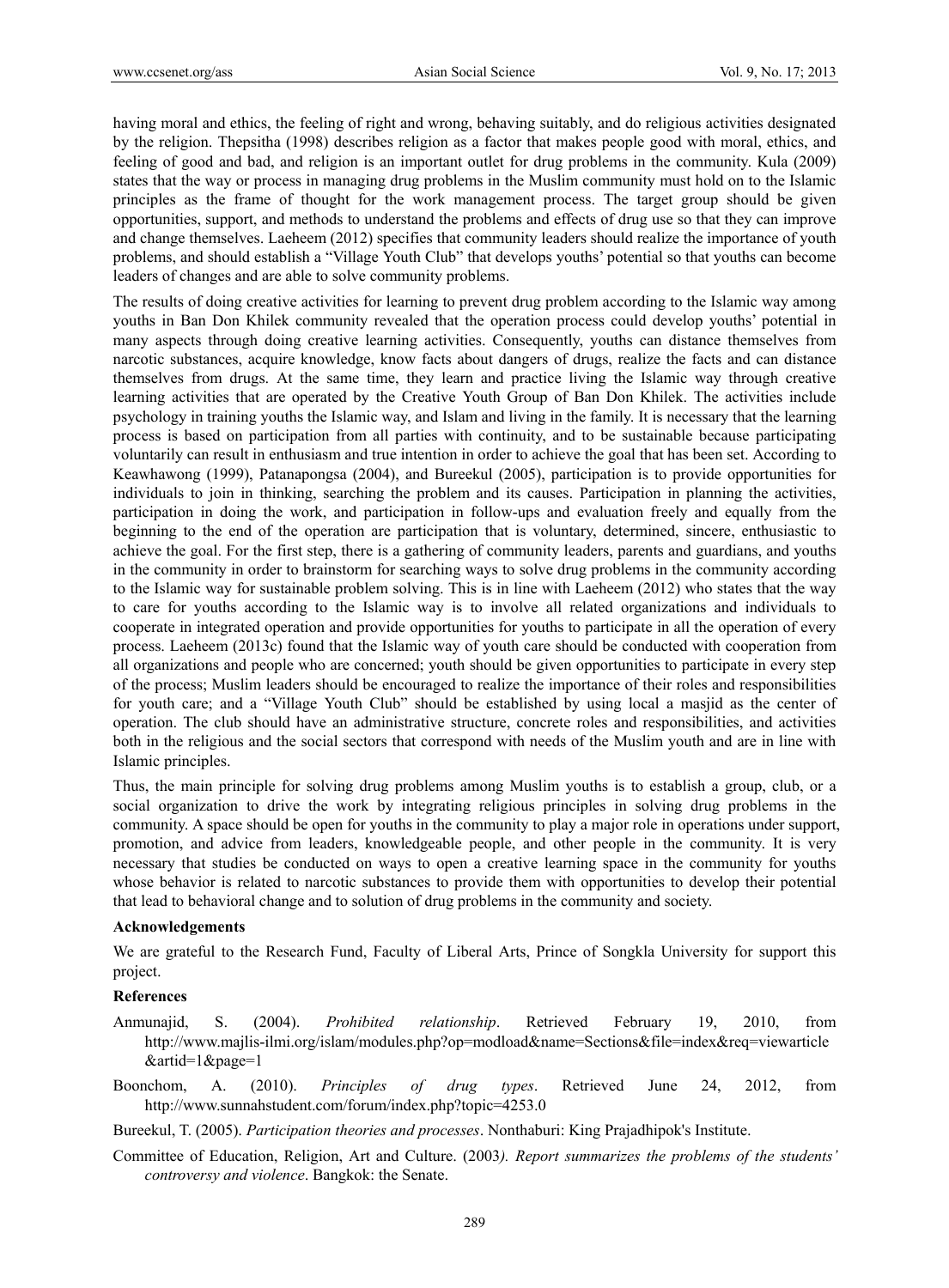having moral and ethics, the feeling of right and wrong, behaving suitably, and do religious activities designated by the religion. Thepsitha (1998) describes religion as a factor that makes people good with moral, ethics, and feeling of good and bad, and religion is an important outlet for drug problems in the community. Kula (2009) states that the way or process in managing drug problems in the Muslim community must hold on to the Islamic principles as the frame of thought for the work management process. The target group should be given opportunities, support, and methods to understand the problems and effects of drug use so that they can improve and change themselves. Laeheem (2012) specifies that community leaders should realize the importance of youth problems, and should establish a "Village Youth Club" that develops youths' potential so that youths can become leaders of changes and are able to solve community problems.

The results of doing creative activities for learning to prevent drug problem according to the Islamic way among youths in Ban Don Khilek community revealed that the operation process could develop youths' potential in many aspects through doing creative learning activities. Consequently, youths can distance themselves from narcotic substances, acquire knowledge, know facts about dangers of drugs, realize the facts and can distance themselves from drugs. At the same time, they learn and practice living the Islamic way through creative learning activities that are operated by the Creative Youth Group of Ban Don Khilek. The activities include psychology in training youths the Islamic way, and Islam and living in the family. It is necessary that the learning process is based on participation from all parties with continuity, and to be sustainable because participating voluntarily can result in enthusiasm and true intention in order to achieve the goal that has been set. According to Keawhawong (1999), Patanapongsa (2004), and Bureekul (2005), participation is to provide opportunities for individuals to join in thinking, searching the problem and its causes. Participation in planning the activities, participation in doing the work, and participation in follow-ups and evaluation freely and equally from the beginning to the end of the operation are participation that is voluntary, determined, sincere, enthusiastic to achieve the goal. For the first step, there is a gathering of community leaders, parents and guardians, and youths in the community in order to brainstorm for searching ways to solve drug problems in the community according to the Islamic way for sustainable problem solving. This is in line with Laeheem (2012) who states that the way to care for youths according to the Islamic way is to involve all related organizations and individuals to cooperate in integrated operation and provide opportunities for youths to participate in all the operation of every process. Laeheem (2013c) found that the Islamic way of youth care should be conducted with cooperation from all organizations and people who are concerned; youth should be given opportunities to participate in every step of the process; Muslim leaders should be encouraged to realize the importance of their roles and responsibilities for youth care; and a "Village Youth Club" should be established by using local a masjid as the center of operation. The club should have an administrative structure, concrete roles and responsibilities, and activities both in the religious and the social sectors that correspond with needs of the Muslim youth and are in line with Islamic principles.

Thus, the main principle for solving drug problems among Muslim youths is to establish a group, club, or a social organization to drive the work by integrating religious principles in solving drug problems in the community. A space should be open for youths in the community to play a major role in operations under support, promotion, and advice from leaders, knowledgeable people, and other people in the community. It is very necessary that studies be conducted on ways to open a creative learning space in the community for youths whose behavior is related to narcotic substances to provide them with opportunities to develop their potential that lead to behavioral change and to solution of drug problems in the community and society.

**Acknowledgements**

We are grateful to the Research Fund, Faculty of Liberal Arts, Prince of Songkla University for support this project.

**References**

Anmunajid, S. (2004). *Prohibited relationship*. Retrieved February 19, 2010, from http://www.majlis-ilmi.org/islam/modules.php?op=modload&name=Sections&file=index&req=viewarticle&artid=1&page=1

Boonchom, A. (2010). *Principles of drug types*. Retrieved June 24, 2012, from http://www.sunnahstudent.com/forum/index.php?topic=4253.0

Bureekul, T. (2005). *Participation theories and processes*. Nonthaburi: King Prajadhipok's Institute.

Committee of Education, Religion, Art and Culture. (2003*). Report summarizes the problems of the students' controversy and violence*. Bangkok: the Senate.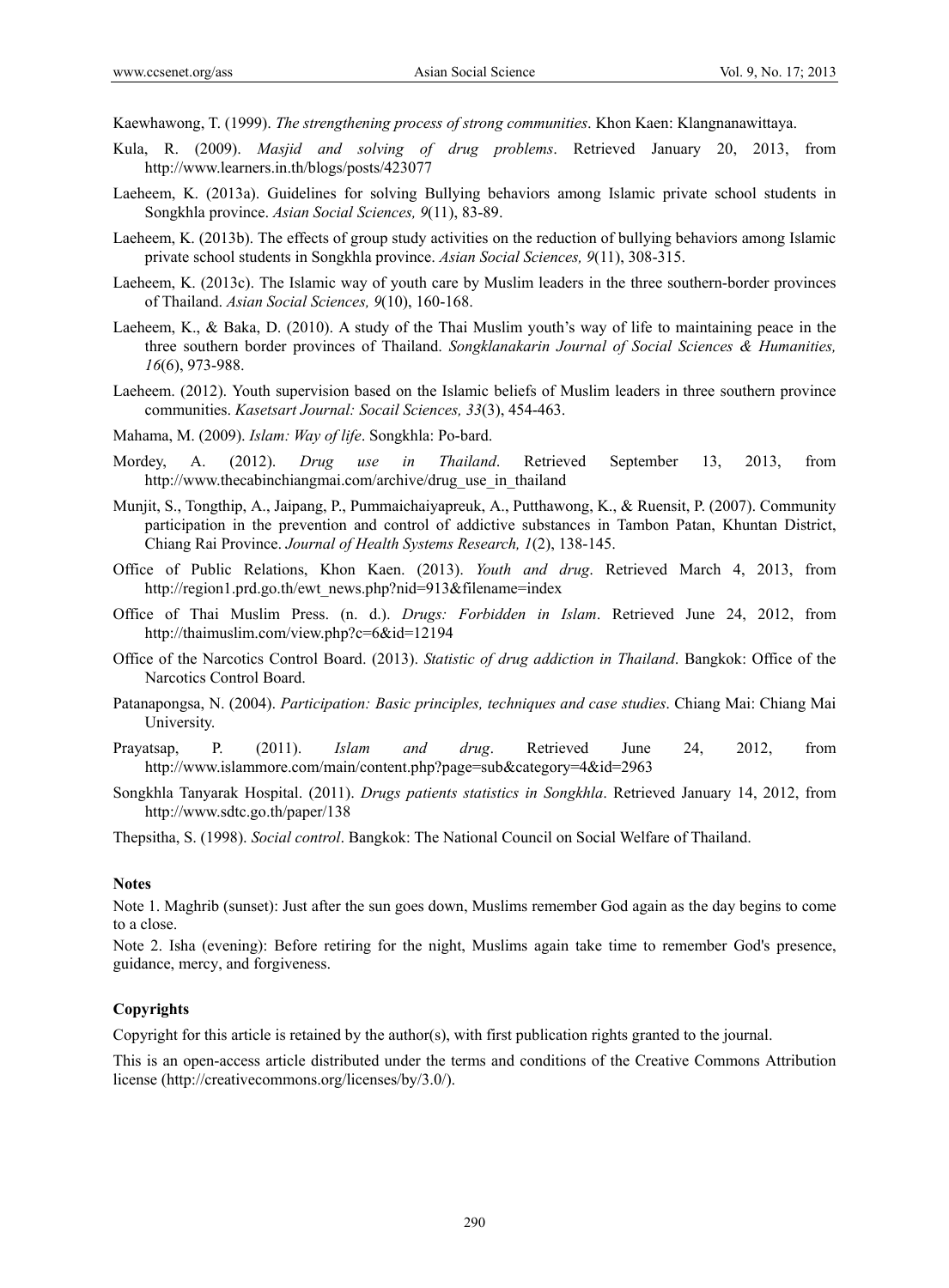Kaewhawong, T. (1999). *The strengthening process of strong communities*. Khon Kaen: Klangnanawittaya.

Kula, R. (2009). *Masjid and solving of drug problems*. Retrieved January 20, 2013, from http://www.learners.in.th/blogs/posts/423077

Laeheem, K. (2013a). Guidelines for solving Bullying behaviors among Islamic private school students in Songkhla province. *Asian Social Sciences, 9*(11), 83-89.

Laeheem, K. (2013b). The effects of group study activities on the reduction of bullying behaviors among Islamic private school students in Songkhla province. *Asian Social Sciences, 9*(11), 308-315.

Laeheem, K. (2013c). The Islamic way of youth care by Muslim leaders in the three southern-border provinces of Thailand. *Asian Social Sciences, 9*(10), 160-168.

Laeheem, K., & Baka, D. (2010). A study of the Thai Muslim youth's way of life to maintaining peace in the three southern border provinces of Thailand. *Songklanakarin Journal of Social Sciences & Humanities, 16*(6), 973-988.

Laeheem. (2012). Youth supervision based on the Islamic beliefs of Muslim leaders in three southern province communities. *Kasetsart Journal: Socail Sciences, 33*(3), 454-463.

Mahama, M. (2009). *Islam: Way of life*. Songkhla: Po-bard.

Mordey, A. (2012). *Drug use in Thailand*. Retrieved September 13, 2013, from http://www.thecabinchiangmai.com/archive/drug_use_in_thailand

Munjit, S., Tongthip, A., Jaipang, P., Pummaichaiyapreuk, A., Putthawong, K., & Ruensit, P. (2007). Community participation in the prevention and control of addictive substances in Tambon Patan, Khuntan District, Chiang Rai Province. *Journal of Health Systems Research, 1*(2), 138-145.

Office of Public Relations, Khon Kaen. (2013). *Youth and drug*. Retrieved March 4, 2013, from http://region1.prd.go.th/ewt_news.php?nid=913&filename=index

Office of Thai Muslim Press. (n. d.). *Drugs: Forbidden in Islam*. Retrieved June 24, 2012, from http://thaimuslim.com/view.php?c=6&id=12194

Office of the Narcotics Control Board. (2013). *Statistic of drug addiction in Thailand*. Bangkok: Office of the Narcotics Control Board.

Patanapongsa, N. (2004). *Participation: Basic principles, techniques and case studies*. Chiang Mai: Chiang Mai University.

Prayatsap, P. (2011). *Islam and drug*. Retrieved June 24, 2012, from http://www.islammore.com/main/content.php?page=sub&category=4&id=2963

Songkhla Tanyarak Hospital. (2011). *Drugs patients statistics in Songkhla*. Retrieved January 14, 2012, from http://www.sdtc.go.th/paper/138

Thepsitha, S. (1998). *Social control*. Bangkok: The National Council on Social Welfare of Thailand.

## Notes

Note 1. Maghrib (sunset): Just after the sun goes down, Muslims remember God again as the day begins to come to a close.

Note 2. Isha (evening): Before retiring for the night, Muslims again take time to remember God's presence, guidance, mercy, and forgiveness.

## Copyrights

Copyright for this article is retained by the author(s), with first publication rights granted to the journal.

This is an open-access article distributed under the terms and conditions of the Creative Commons Attribution license (http://creativecommons.org/licenses/by/3.0/).